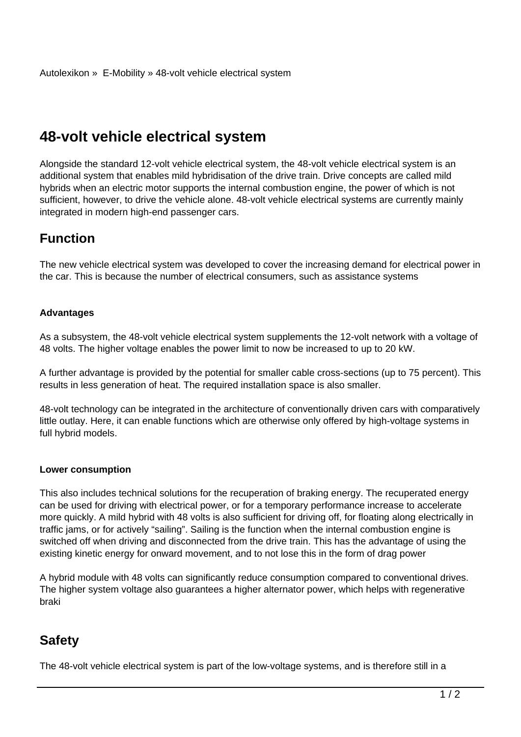Autolexikon » E-Mobility » 48-volt vehicle electrical system

# 48-volt vehicle electrical system

Alongside the standard 12-volt vehicle electrical system, the 48-volt vehicle electrical system is an additional system that enables mild hybridisation of the drive train. Drive concepts are called mild hybrids when an electric motor supports the internal combustion engine, the power of which is not sufficient, however, to drive the vehicle alone. 48-volt vehicle electrical systems are currently mainly integrated in modern high-end passenger cars.

## Function

The new vehicle electrical system was developed to cover the increasing demand for electrical power in the car. This is because the number of electrical consumers, such as assistance systems

#### Advantages

As a subsystem, the 48-volt vehicle electrical system supplements the 12-volt network with a voltage of 48 volts. The higher voltage enables the power limit to now be increased to up to 20 kW.

A further advantage is provided by the potential for smaller cable cross-sections (up to 75 percent). This results in less generation of heat. The required installation space is also smaller.

48-volt technology can be integrated in the architecture of conventionally driven cars with comparatively little outlay. Here, it can enable functions which are otherwise only offered by high-voltage systems in full hybrid models.

#### Lower consumption

This also includes technical solutions for the recuperation of braking energy. The recuperated energy can be used for driving with electrical power, or for a temporary performance increase to accelerate more quickly. A mild hybrid with 48 volts is also sufficient for driving off, for floating along electrically in traffic jams, or for actively “sailing”. Sailing is the function when the internal combustion engine is switched off when driving and disconnected from the drive train. This has the advantage of using the existing kinetic energy for onward movement, and to not lose this in the form of drag power

A hybrid module with 48 volts can significantly reduce consumption compared to conventional drives. The higher system voltage also guarantees a higher alternator power, which helps with regenerative braki

## Safety

The 48-volt vehicle electrical system is part of the low-voltage systems, and is therefore still in a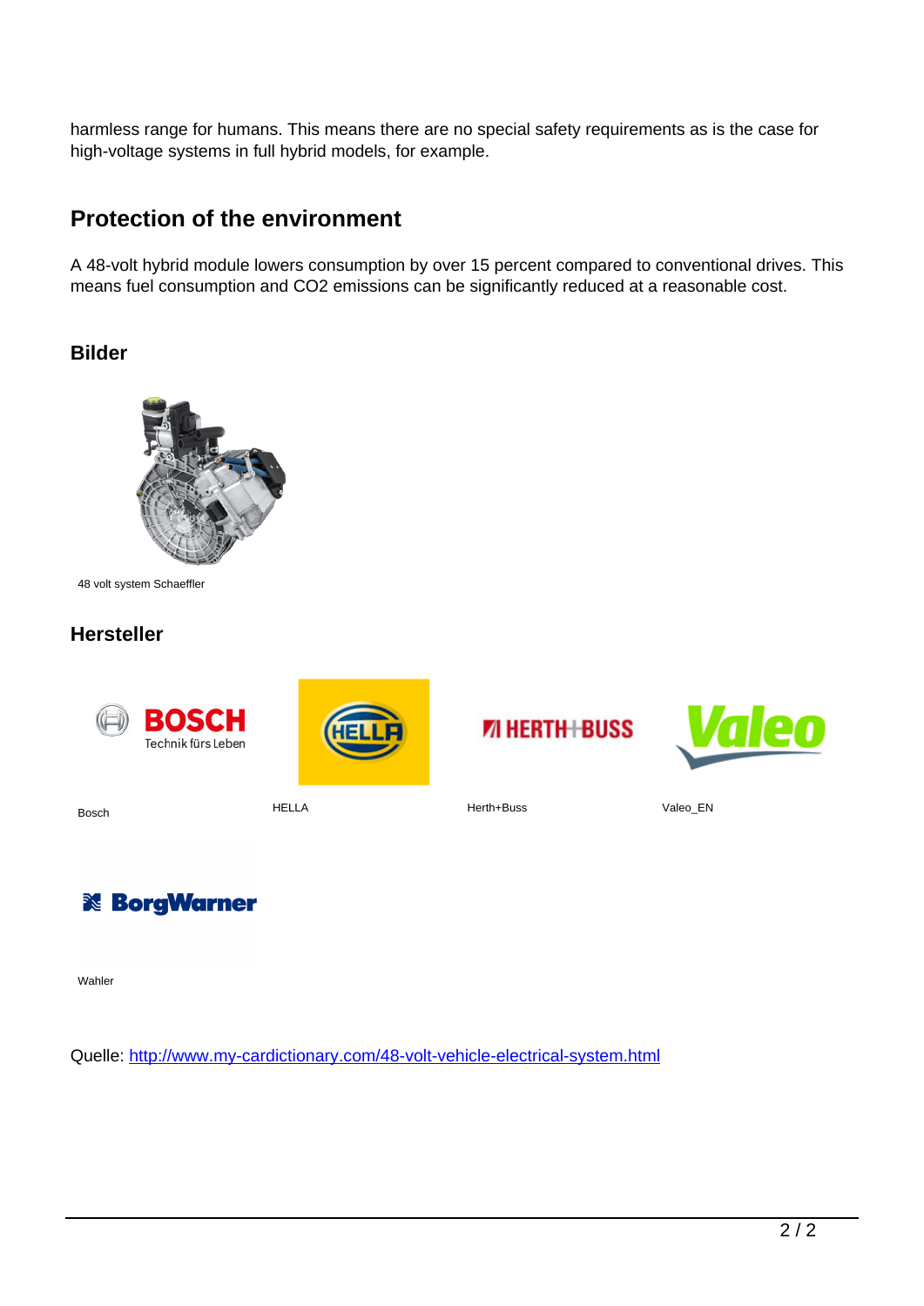harmless range for humans. This means there are no special safety requirements as is the case for high-voltage systems in full hybrid models, for example.

## Protection of the environment

A 48-volt hybrid module lowers consumption by over 15 percent compared to conventional drives. This means fuel consumption and $CO_2$ emissions can be significantly reduced at a reasonable cost.

### Bilder

48 volt system Schaeffler

### Hersteller

Bosch

HELLA

Herth+Buss

Valeo_EN

Wahler

Quelle: http://www.my-cardictionary.com/48-volt-vehicle-electrical-system.html